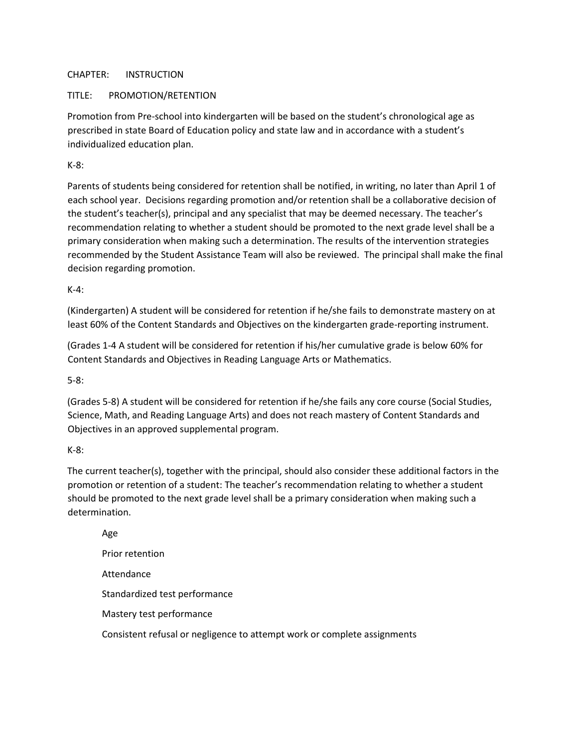CHAPTER: INSTRUCTION

TITLE: PROMOTION/RETENTION

Promotion from Pre-school into kindergarten will be based on the student's chronological age as prescribed in state Board of Education policy and state law and in accordance with a student's individualized education plan.

K-8:

Parents of students being considered for retention shall be notified, in writing, no later than April 1 of each school year. Decisions regarding promotion and/or retention shall be a collaborative decision of the student's teacher(s), principal and any specialist that may be deemed necessary. The teacher's recommendation relating to whether a student should be promoted to the next grade level shall be a primary consideration when making such a determination. The results of the intervention strategies recommended by the Student Assistance Team will also be reviewed. The principal shall make the final decision regarding promotion.

K-4:

(Kindergarten) A student will be considered for retention if he/she fails to demonstrate mastery on at least 60% of the Content Standards and Objectives on the kindergarten grade-reporting instrument.

(Grades 1-4 A student will be considered for retention if his/her cumulative grade is below 60% for Content Standards and Objectives in Reading Language Arts or Mathematics.

5-8:

(Grades 5-8) A student will be considered for retention if he/she fails any core course (Social Studies, Science, Math, and Reading Language Arts) and does not reach mastery of Content Standards and Objectives in an approved supplemental program.

K-8:

The current teacher(s), together with the principal, should also consider these additional factors in the promotion or retention of a student: The teacher's recommendation relating to whether a student should be promoted to the next grade level shall be a primary consideration when making such a determination.

- Age
- Prior retention
- Attendance
- Standardized test performance
- Mastery test performance
- Consistent refusal or negligence to attempt work or complete assignments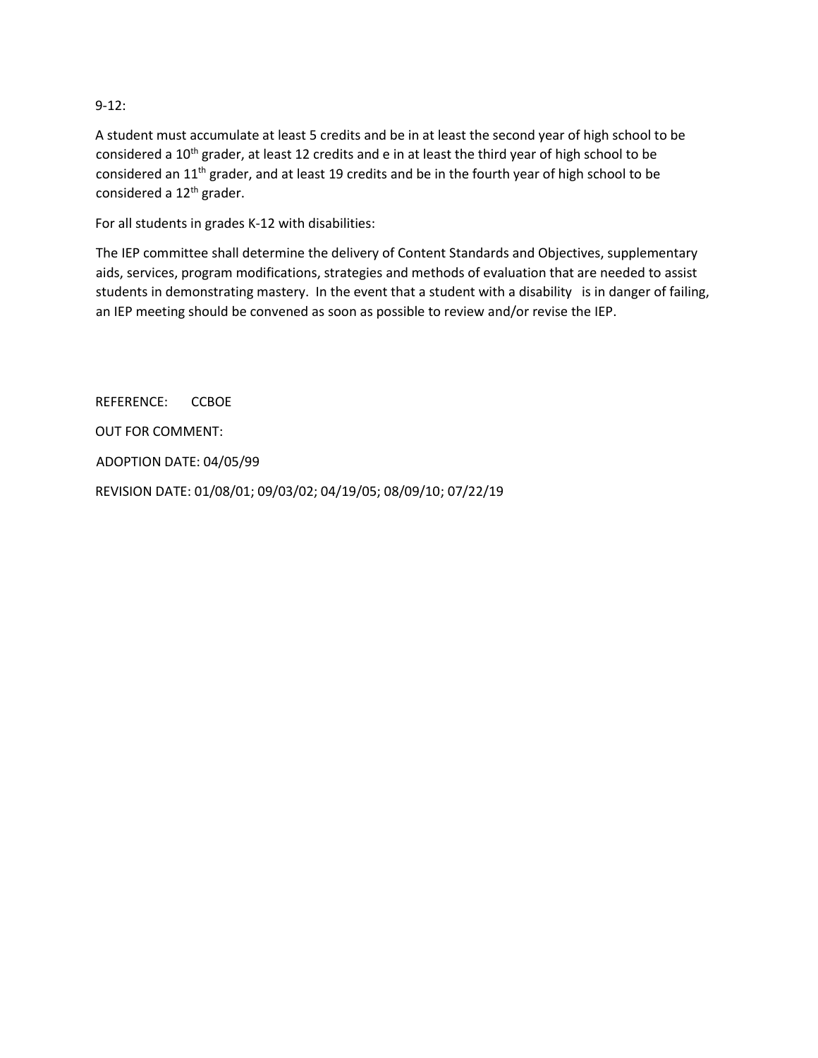9-12:

A student must accumulate at least 5 credits and be in at least the second year of high school to be considered a 10th grader, at least 12 credits and e in at least the third year of high school to be considered an 11th grader, and at least 19 credits and be in the fourth year of high school to be considered a 12th grader.

For all students in grades K-12 with disabilities:

The IEP committee shall determine the delivery of Content Standards and Objectives, supplementary aids, services, program modifications, strategies and methods of evaluation that are needed to assist students in demonstrating mastery. In the event that a student with a disability is in danger of failing, an IEP meeting should be convened as soon as possible to review and/or revise the IEP.

REFERENCE: CCBOE

OUT FOR COMMENT:

ADOPTION DATE: 04/05/99

REVISION DATE: 01/08/01; 09/03/02; 04/19/05; 08/09/10; 07/22/19